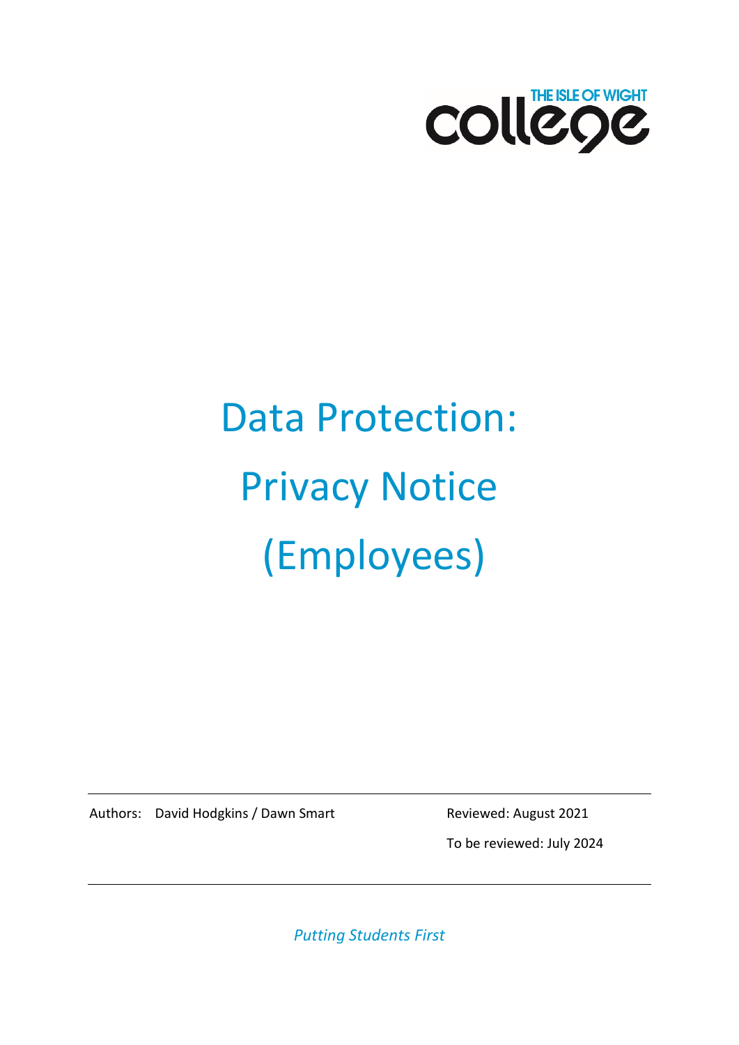THE ISLE OF WIGHT college

# Data Protection: Privacy Notice (Employees)

Authors: David Hodgkins / Dawn Smart

Reviewed: August 2021

To be reviewed: July 2024

*Putting Students First*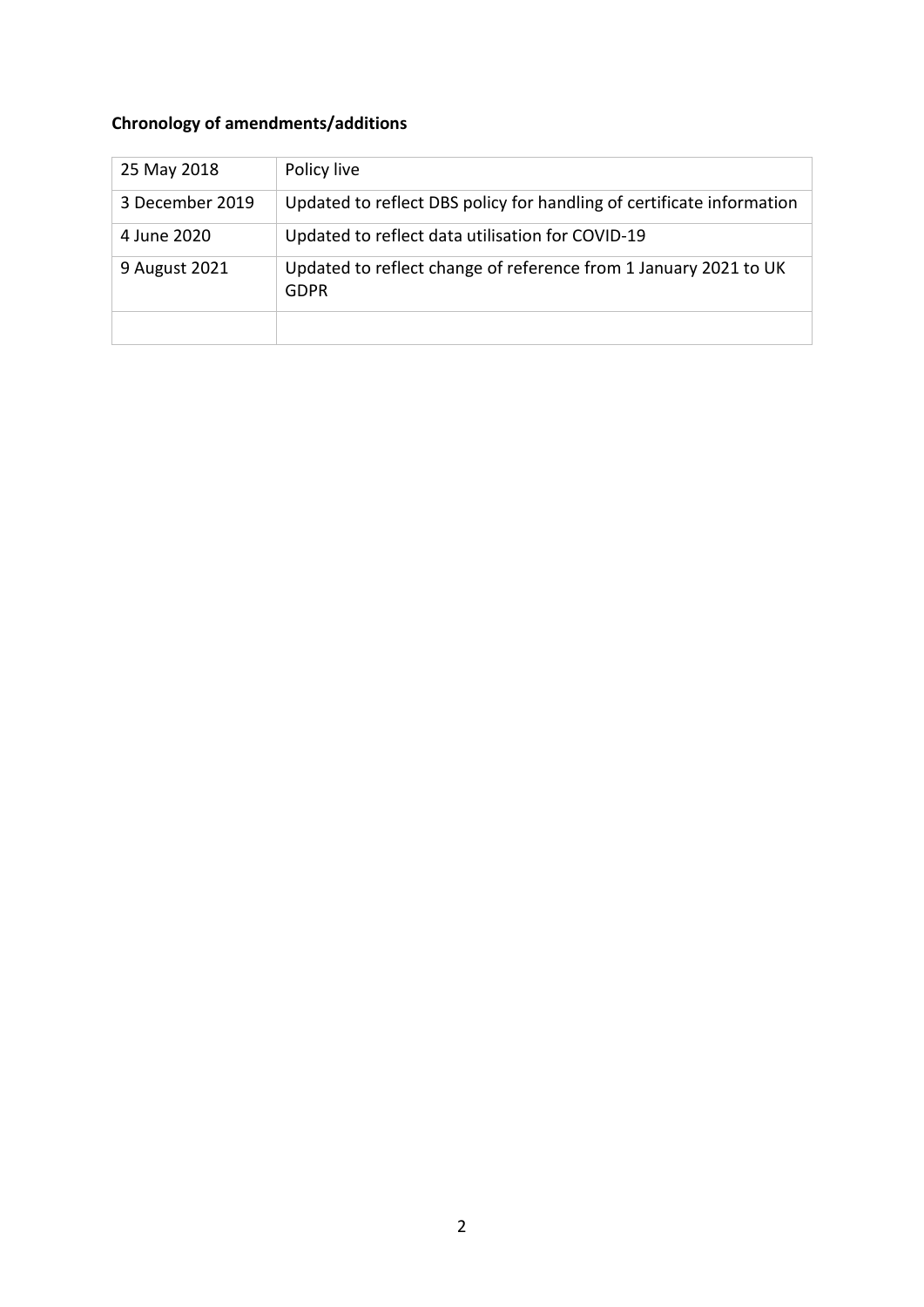**Chronology of amendments/additions**

| | |
|---|---|
| 25 May 2018 | Policy live |
| 3 December 2019 | Updated to reflect DBS policy for handling of certificate information |
| 4 June 2020 | Updated to reflect data utilisation for COVID-19 |
| 9 August 2021 | Updated to reflect change of reference from 1 January 2021 to UK GDPR |
| | |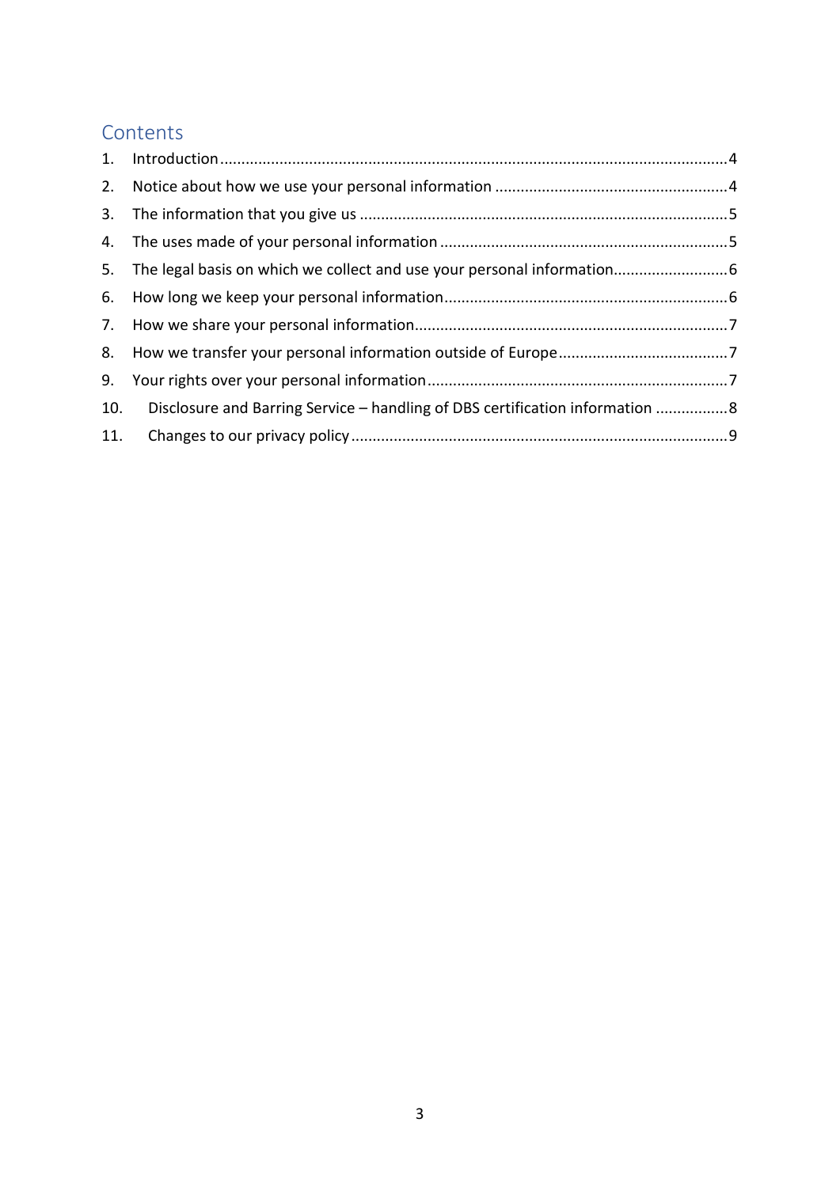## Contents

1. Introduction ........................................................................................................................ 4
2. Notice about how we use your personal information ........................................................ 4
3. The information that you give us ...................................................................................... 5
4. The uses made of your personal information .................................................................... 5
5. The legal basis on which we collect and use your personal information............................ 6
6. How long we keep your personal information................................................................... 6
7. How we share your personal information.......................................................................... 7
8. How we transfer your personal information outside of Europe......................................... 7
9. Your rights over your personal information....................................................................... 7
10. Disclosure and Barring Service – handling of DBS certification information ................. 8
11. Changes to our privacy policy ......................................................................................... 9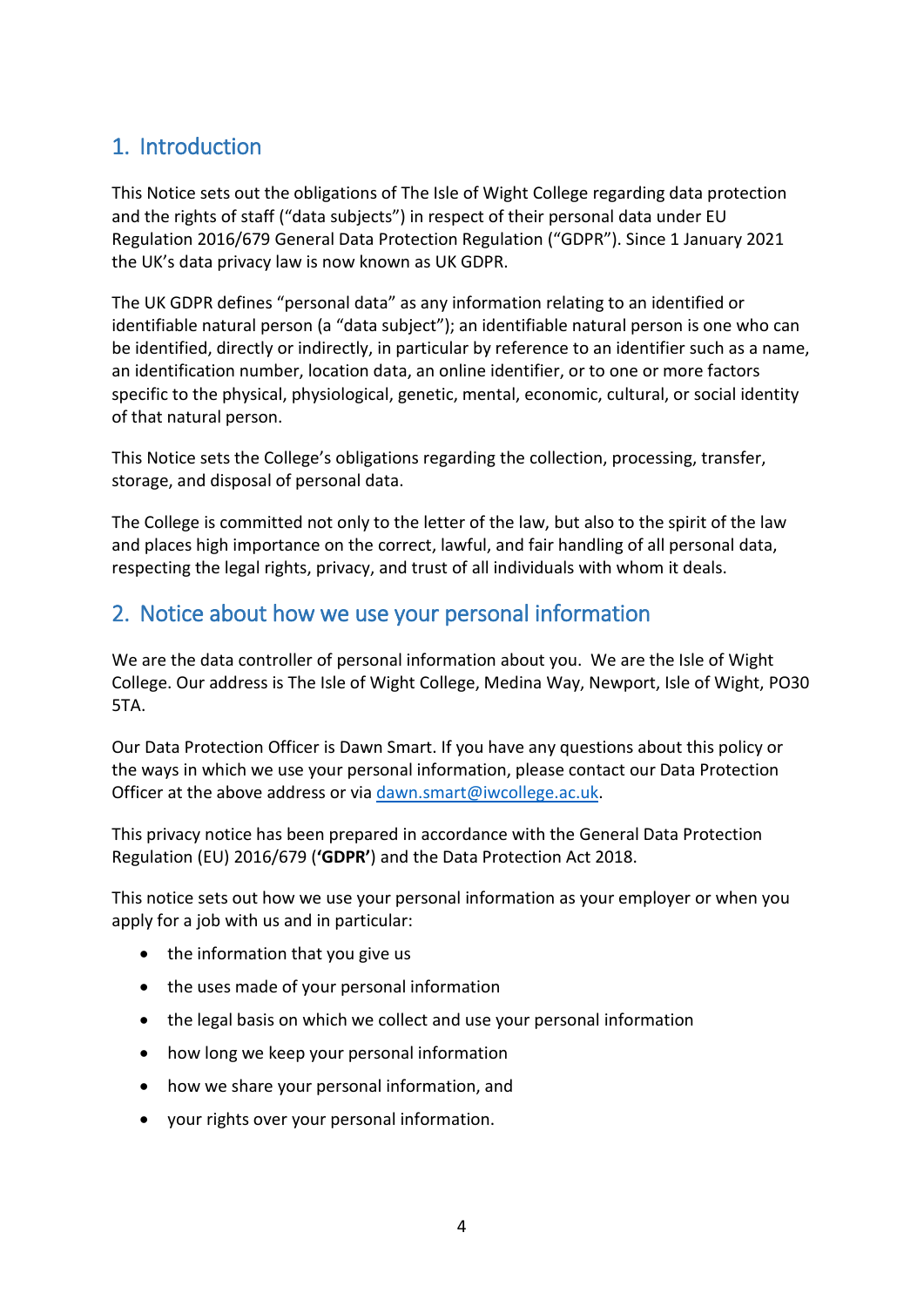## 1. Introduction

This Notice sets out the obligations of The Isle of Wight College regarding data protection and the rights of staff ("data subjects") in respect of their personal data under EU Regulation 2016/679 General Data Protection Regulation ("GDPR"). Since 1 January 2021 the UK's data privacy law is now known as UK GDPR.

The UK GDPR defines "personal data" as any information relating to an identified or identifiable natural person (a "data subject"); an identifiable natural person is one who can be identified, directly or indirectly, in particular by reference to an identifier such as a name, an identification number, location data, an online identifier, or to one or more factors specific to the physical, physiological, genetic, mental, economic, cultural, or social identity of that natural person.

This Notice sets the College's obligations regarding the collection, processing, transfer, storage, and disposal of personal data.

The College is committed not only to the letter of the law, but also to the spirit of the law and places high importance on the correct, lawful, and fair handling of all personal data, respecting the legal rights, privacy, and trust of all individuals with whom it deals.

## 2. Notice about how we use your personal information

We are the data controller of personal information about you. We are the Isle of Wight College. Our address is The Isle of Wight College, Medina Way, Newport, Isle of Wight, PO30 5TA.

Our Data Protection Officer is Dawn Smart. If you have any questions about this policy or the ways in which we use your personal information, please contact our Data Protection Officer at the above address or via dawn.smart@iwcollege.ac.uk.

This privacy notice has been prepared in accordance with the General Data Protection Regulation (EU) 2016/679 (**'GDPR'**) and the Data Protection Act 2018.

This notice sets out how we use your personal information as your employer or when you apply for a job with us and in particular:

- the information that you give us
- the uses made of your personal information
- the legal basis on which we collect and use your personal information
- how long we keep your personal information
- how we share your personal information, and
- your rights over your personal information.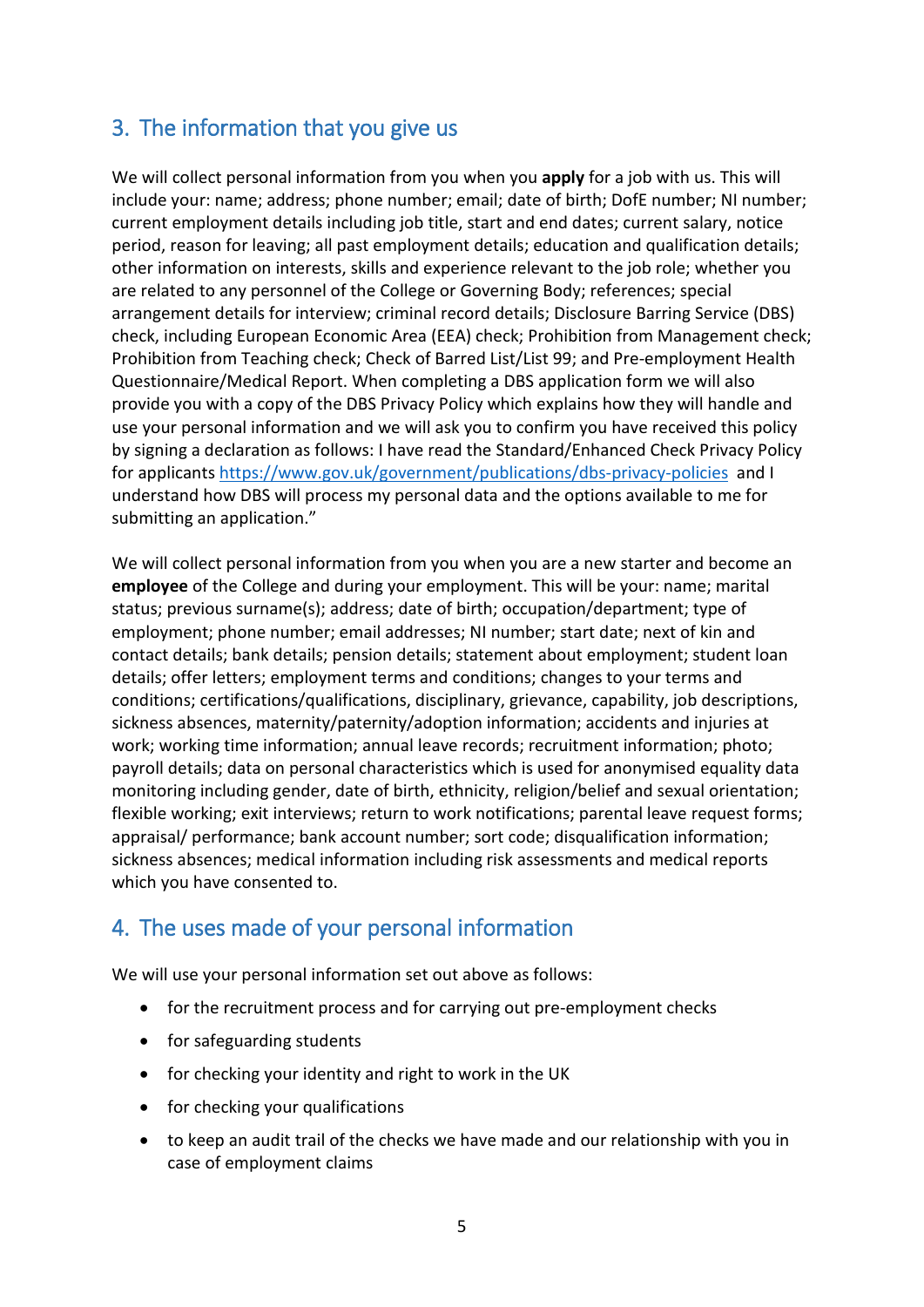## 3. The information that you give us

We will collect personal information from you when you **apply** for a job with us. This will include your: name; address; phone number; email; date of birth; DofE number; NI number; current employment details including job title, start and end dates; current salary, notice period, reason for leaving; all past employment details; education and qualification details; other information on interests, skills and experience relevant to the job role; whether you are related to any personnel of the College or Governing Body; references; special arrangement details for interview; criminal record details; Disclosure Barring Service (DBS) check, including European Economic Area (EEA) check; Prohibition from Management check; Prohibition from Teaching check; Check of Barred List/List 99; and Pre-employment Health Questionnaire/Medical Report. When completing a DBS application form we will also provide you with a copy of the DBS Privacy Policy which explains how they will handle and use your personal information and we will ask you to confirm you have received this policy by signing a declaration as follows: I have read the Standard/Enhanced Check Privacy Policy for applicants [https://www.gov.uk/government/publications/dbs-privacy-policies](https://www.gov.uk/government/publications/dbs-privacy-policies) and I understand how DBS will process my personal data and the options available to me for submitting an application."

We will collect personal information from you when you are a new starter and become an **employee** of the College and during your employment. This will be your: name; marital status; previous surname(s); address; date of birth; occupation/department; type of employment; phone number; email addresses; NI number; start date; next of kin and contact details; bank details; pension details; statement about employment; student loan details; offer letters; employment terms and conditions; changes to your terms and conditions; certifications/qualifications, disciplinary, grievance, capability, job descriptions, sickness absences, maternity/paternity/adoption information; accidents and injuries at work; working time information; annual leave records; recruitment information; photo; payroll details; data on personal characteristics which is used for anonymised equality data monitoring including gender, date of birth, ethnicity, religion/belief and sexual orientation; flexible working; exit interviews; return to work notifications; parental leave request forms; appraisal/ performance; bank account number; sort code; disqualification information; sickness absences; medical information including risk assessments and medical reports which you have consented to.

## 4. The uses made of your personal information

We will use your personal information set out above as follows:

- for the recruitment process and for carrying out pre-employment checks
- for safeguarding students
- for checking your identity and right to work in the UK
- for checking your qualifications
- to keep an audit trail of the checks we have made and our relationship with you in case of employment claims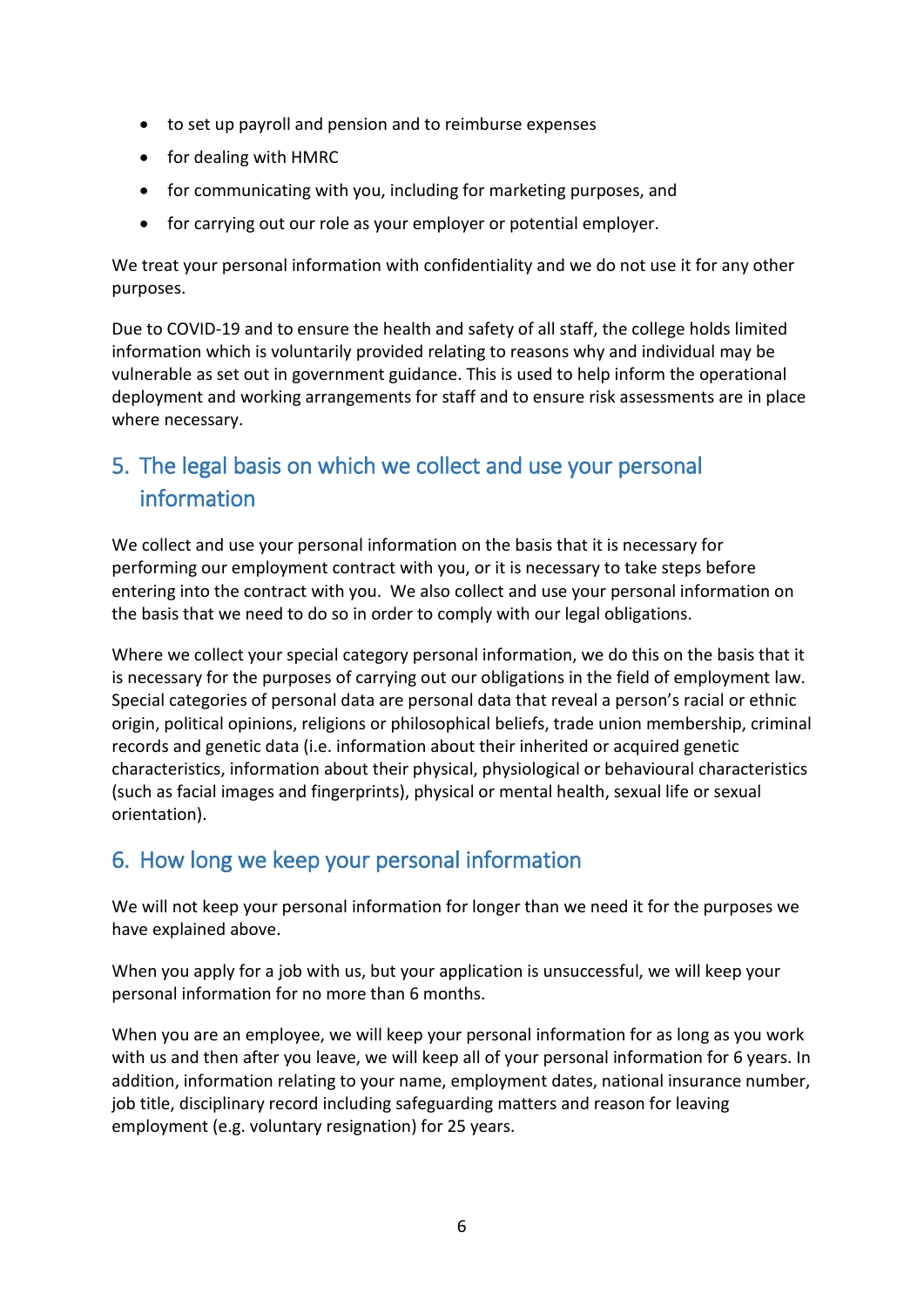- to set up payroll and pension and to reimburse expenses
- for dealing with HMRC
- for communicating with you, including for marketing purposes, and
- for carrying out our role as your employer or potential employer.

We treat your personal information with confidentiality and we do not use it for any other purposes.

Due to COVID-19 and to ensure the health and safety of all staff, the college holds limited information which is voluntarily provided relating to reasons why and individual may be vulnerable as set out in government guidance. This is used to help inform the operational deployment and working arrangements for staff and to ensure risk assessments are in place where necessary.

## 5. The legal basis on which we collect and use your personal information

We collect and use your personal information on the basis that it is necessary for performing our employment contract with you, or it is necessary to take steps before entering into the contract with you. We also collect and use your personal information on the basis that we need to do so in order to comply with our legal obligations.

Where we collect your special category personal information, we do this on the basis that it is necessary for the purposes of carrying out our obligations in the field of employment law. Special categories of personal data are personal data that reveal a person's racial or ethnic origin, political opinions, religions or philosophical beliefs, trade union membership, criminal records and genetic data (i.e. information about their inherited or acquired genetic characteristics, information about their physical, physiological or behavioural characteristics (such as facial images and fingerprints), physical or mental health, sexual life or sexual orientation).

## 6. How long we keep your personal information

We will not keep your personal information for longer than we need it for the purposes we have explained above.

When you apply for a job with us, but your application is unsuccessful, we will keep your personal information for no more than 6 months.

When you are an employee, we will keep your personal information for as long as you work with us and then after you leave, we will keep all of your personal information for 6 years. In addition, information relating to your name, employment dates, national insurance number, job title, disciplinary record including safeguarding matters and reason for leaving employment (e.g. voluntary resignation) for 25 years.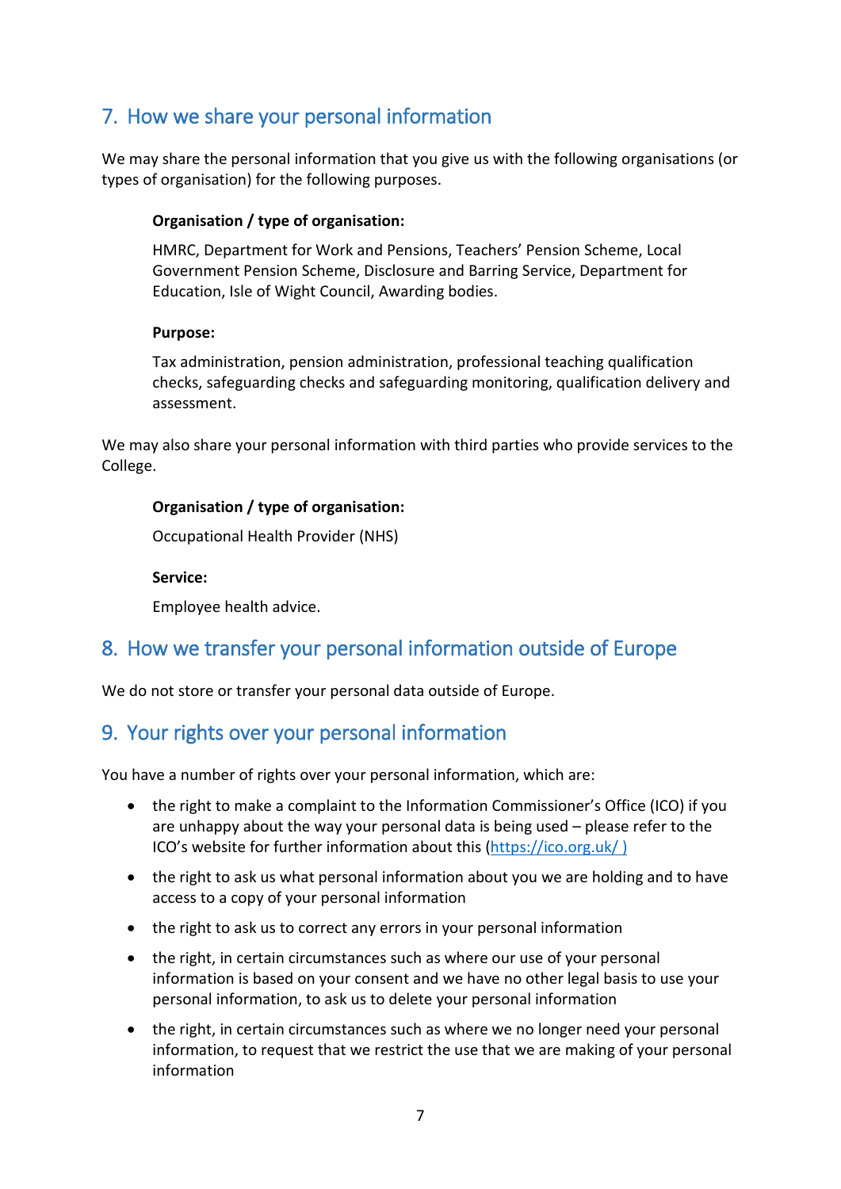## 7. How we share your personal information

We may share the personal information that you give us with the following organisations (or types of organisation) for the following purposes.

**Organisation / type of organisation:**

HMRC, Department for Work and Pensions, Teachers' Pension Scheme, Local Government Pension Scheme, Disclosure and Barring Service, Department for Education, Isle of Wight Council, Awarding bodies.

**Purpose:**

Tax administration, pension administration, professional teaching qualification checks, safeguarding checks and safeguarding monitoring, qualification delivery and assessment.

We may also share your personal information with third parties who provide services to the College.

**Organisation / type of organisation:**

Occupational Health Provider (NHS)

**Service:**

Employee health advice.

## 8. How we transfer your personal information outside of Europe

We do not store or transfer your personal data outside of Europe.

## 9. Your rights over your personal information

You have a number of rights over your personal information, which are:

- the right to make a complaint to the Information Commissioner's Office (ICO) if you are unhappy about the way your personal data is being used – please refer to the ICO's website for further information about this (https://ico.org.uk/ )
- the right to ask us what personal information about you we are holding and to have access to a copy of your personal information
- the right to ask us to correct any errors in your personal information
- the right, in certain circumstances such as where our use of your personal information is based on your consent and we have no other legal basis to use your personal information, to ask us to delete your personal information
- the right, in certain circumstances such as where we no longer need your personal information, to request that we restrict the use that we are making of your personal information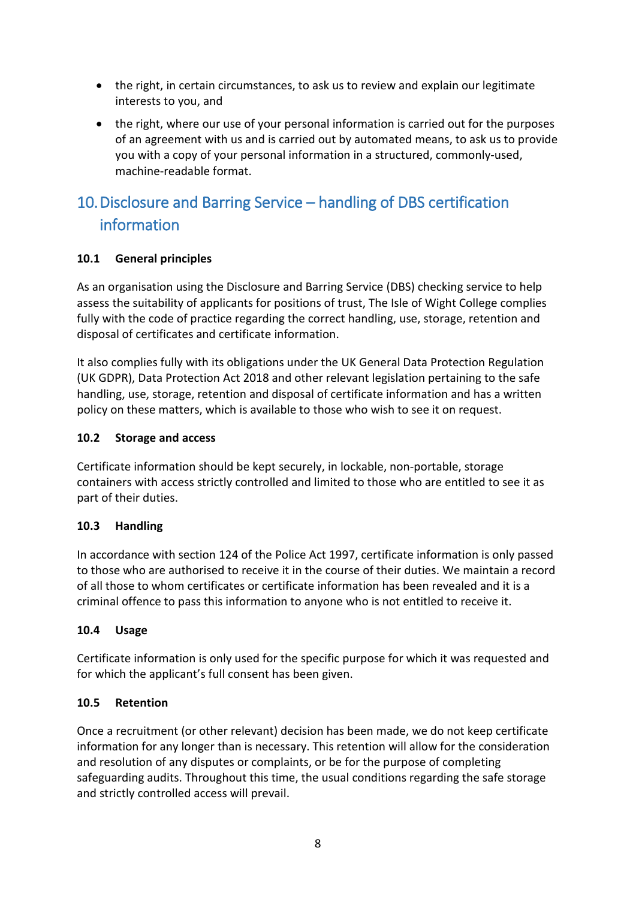- the right, in certain circumstances, to ask us to review and explain our legitimate interests to you, and
- the right, where our use of your personal information is carried out for the purposes of an agreement with us and is carried out by automated means, to ask us to provide you with a copy of your personal information in a structured, commonly-used, machine-readable format.

## 10. Disclosure and Barring Service – handling of DBS certification information

### 10.1 General principles

As an organisation using the Disclosure and Barring Service (DBS) checking service to help assess the suitability of applicants for positions of trust, The Isle of Wight College complies fully with the code of practice regarding the correct handling, use, storage, retention and disposal of certificates and certificate information.

It also complies fully with its obligations under the UK General Data Protection Regulation (UK GDPR), Data Protection Act 2018 and other relevant legislation pertaining to the safe handling, use, storage, retention and disposal of certificate information and has a written policy on these matters, which is available to those who wish to see it on request.

### 10.2 Storage and access

Certificate information should be kept securely, in lockable, non-portable, storage containers with access strictly controlled and limited to those who are entitled to see it as part of their duties.

### 10.3 Handling

In accordance with section 124 of the Police Act 1997, certificate information is only passed to those who are authorised to receive it in the course of their duties. We maintain a record of all those to whom certificates or certificate information has been revealed and it is a criminal offence to pass this information to anyone who is not entitled to receive it.

### 10.4 Usage

Certificate information is only used for the specific purpose for which it was requested and for which the applicant's full consent has been given.

### 10.5 Retention

Once a recruitment (or other relevant) decision has been made, we do not keep certificate information for any longer than is necessary. This retention will allow for the consideration and resolution of any disputes or complaints, or be for the purpose of completing safeguarding audits. Throughout this time, the usual conditions regarding the safe storage and strictly controlled access will prevail.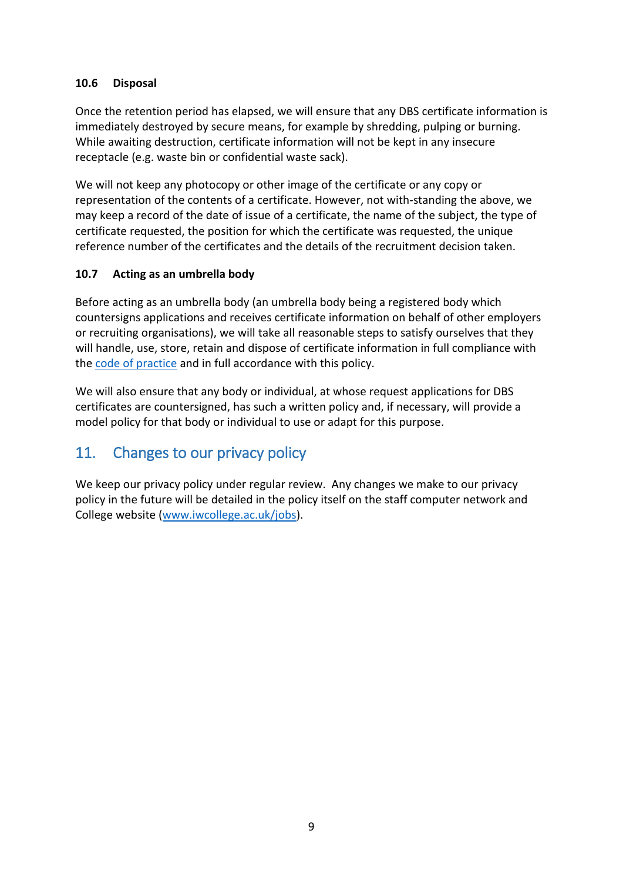### 10.6 Disposal

Once the retention period has elapsed, we will ensure that any DBS certificate information is immediately destroyed by secure means, for example by shredding, pulping or burning. While awaiting destruction, certificate information will not be kept in any insecure receptacle (e.g. waste bin or confidential waste sack).

We will not keep any photocopy or other image of the certificate or any copy or representation of the contents of a certificate. However, not with-standing the above, we may keep a record of the date of issue of a certificate, the name of the subject, the type of certificate requested, the position for which the certificate was requested, the unique reference number of the certificates and the details of the recruitment decision taken.

### 10.7 Acting as an umbrella body

Before acting as an umbrella body (an umbrella body being a registered body which countersigns applications and receives certificate information on behalf of other employers or recruiting organisations), we will take all reasonable steps to satisfy ourselves that they will handle, use, store, retain and dispose of certificate information in full compliance with the code of practice and in full accordance with this policy.

We will also ensure that any body or individual, at whose request applications for DBS certificates are countersigned, has such a written policy and, if necessary, will provide a model policy for that body or individual to use or adapt for this purpose.

## 11. Changes to our privacy policy

We keep our privacy policy under regular review. Any changes we make to our privacy policy in the future will be detailed in the policy itself on the staff computer network and College website (www.iwcollege.ac.uk/jobs).